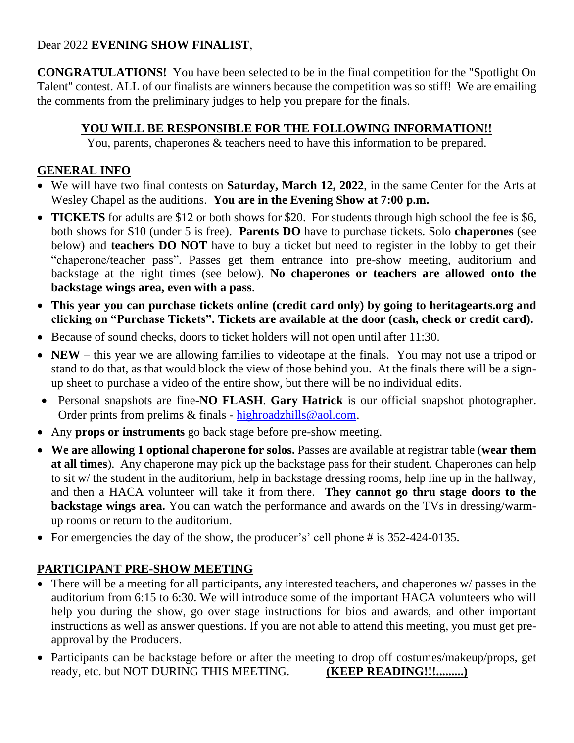Dear 2022 **EVENING SHOW FINALIST**,

**CONGRATULATIONS!** You have been selected to be in the final competition for the "Spotlight On Talent" contest. ALL of our finalists are winners because the competition was so stiff! We are emailing the comments from the preliminary judges to help you prepare for the finals.

**YOU WILL BE RESPONSIBLE FOR THE FOLLOWING INFORMATION!!**

You, parents, chaperones & teachers need to have this information to be prepared.

## GENERAL INFO

- We will have two final contests on **Saturday, March 12, 2022**, in the same Center for the Arts at Wesley Chapel as the auditions. **You are in the Evening Show at 7:00 p.m.**
- **TICKETS** for adults are $12 or both shows for $20. For students through high school the fee is $6, both shows for $10 (under 5 is free). **Parents DO** have to purchase tickets. Solo **chaperones** (see below) and **teachers DO NOT** have to buy a ticket but need to register in the lobby to get their "chaperone/teacher pass". Passes get them entrance into pre-show meeting, auditorium and backstage at the right times (see below). **No chaperones or teachers are allowed onto the backstage wings area, even with a pass**.
- **This year you can purchase tickets online (credit card only) by going to heritagearts.org and clicking on "Purchase Tickets". Tickets are available at the door (cash, check or credit card).**
- Because of sound checks, doors to ticket holders will not open until after 11:30.
- **NEW** – this year we are allowing families to videotape at the finals. You may not use a tripod or stand to do that, as that would block the view of those behind you. At the finals there will be a sign-up sheet to purchase a video of the entire show, but there will be no individual edits.
- Personal snapshots are fine-**NO FLASH**. **Gary Hatrick** is our official snapshot photographer. Order prints from prelims & finals - highroadzhills@aol.com.
- Any **props or instruments** go back stage before pre-show meeting.
- **We are allowing 1 optional chaperone for solos.** Passes are available at registrar table (**wear them at all times**). Any chaperone may pick up the backstage pass for their student. Chaperones can help to sit w/ the student in the auditorium, help in backstage dressing rooms, help line up in the hallway, and then a HACA volunteer will take it from there. **They cannot go thru stage doors to the backstage wings area.** You can watch the performance and awards on the TVs in dressing/warm-up rooms or return to the auditorium.
- For emergencies the day of the show, the producer's' cell phone # is 352-424-0135.

## PARTICIPANT PRE-SHOW MEETING

- There will be a meeting for all participants, any interested teachers, and chaperones w/ passes in the auditorium from 6:15 to 6:30. We will introduce some of the important HACA volunteers who will help you during the show, go over stage instructions for bios and awards, and other important instructions as well as answer questions. If you are not able to attend this meeting, you must get pre-approval by the Producers.
- Participants can be backstage before or after the meeting to drop off costumes/makeup/props, get ready, etc. but NOT DURING THIS MEETING. **(KEEP READING!!!.........)**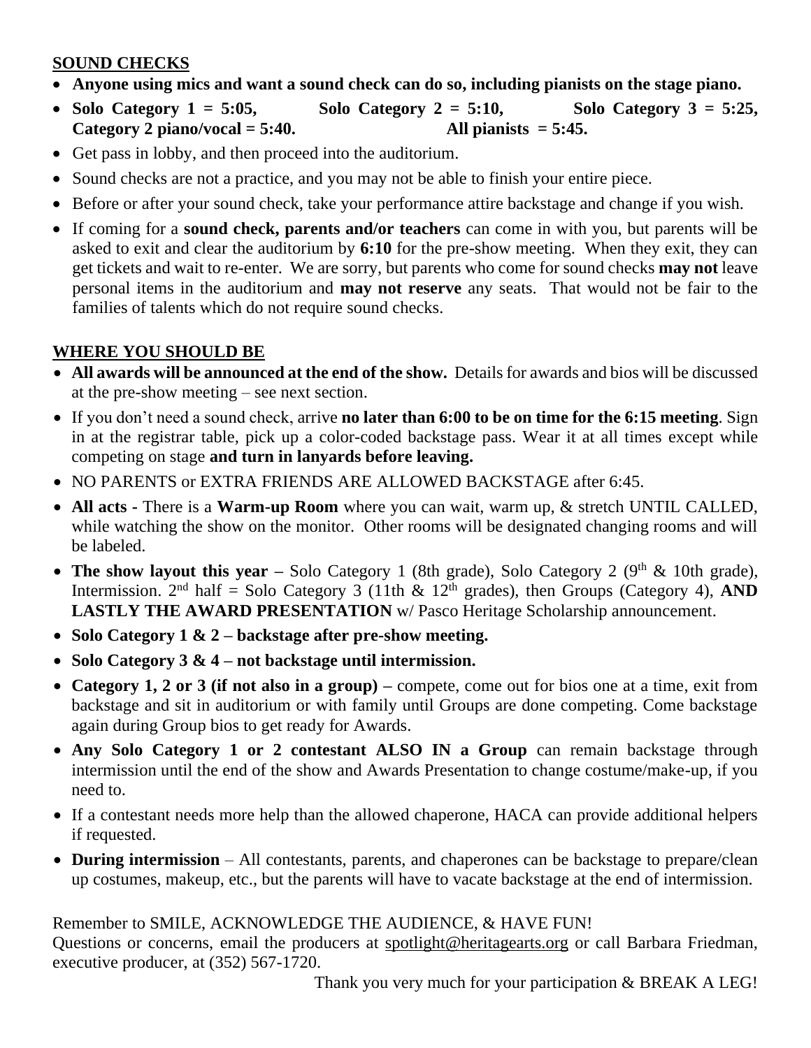**SOUND CHECKS**

- **Anyone using mics and want a sound check can do so, including pianists on the stage piano.**
- **Solo Category 1 = 5:05, Solo Category 2 = 5:10, Solo Category 3 = 5:25, Category 2 piano/vocal = 5:40. All pianists = 5:45.**
- Get pass in lobby, and then proceed into the auditorium.
- Sound checks are not a practice, and you may not be able to finish your entire piece.
- Before or after your sound check, take your performance attire backstage and change if you wish.
- If coming for a **sound check, parents and/or teachers** can come in with you, but parents will be asked to exit and clear the auditorium by **6:10** for the pre-show meeting. When they exit, they can get tickets and wait to re-enter. We are sorry, but parents who come for sound checks **may not** leave personal items in the auditorium and **may not reserve** any seats. That would not be fair to the families of talents which do not require sound checks.

**WHERE YOU SHOULD BE**

- **All awards will be announced at the end of the show.** Details for awards and bios will be discussed at the pre-show meeting – see next section.
- If you don't need a sound check, arrive **no later than 6:00 to be on time for the 6:15 meeting**. Sign in at the registrar table, pick up a color-coded backstage pass. Wear it at all times except while competing on stage **and turn in lanyards before leaving.**
- NO PARENTS or EXTRA FRIENDS ARE ALLOWED BACKSTAGE after 6:45.
- **All acts -** There is a **Warm-up Room** where you can wait, warm up, & stretch UNTIL CALLED, while watching the show on the monitor. Other rooms will be designated changing rooms and will be labeled.
- **The show layout this year –** Solo Category 1 (8th grade), Solo Category 2 (9th & 10th grade), Intermission. 2nd half = Solo Category 3 (11th & 12th grades), then Groups (Category 4), **AND LASTLY THE AWARD PRESENTATION** w/ Pasco Heritage Scholarship announcement.
- **Solo Category 1 & 2 – backstage after pre-show meeting.**
- **Solo Category 3 & 4 – not backstage until intermission.**
- **Category 1, 2 or 3 (if not also in a group) –** compete, come out for bios one at a time, exit from backstage and sit in auditorium or with family until Groups are done competing. Come backstage again during Group bios to get ready for Awards.
- **Any Solo Category 1 or 2 contestant ALSO IN a Group** can remain backstage through intermission until the end of the show and Awards Presentation to change costume/make-up, if you need to.
- If a contestant needs more help than the allowed chaperone, HACA can provide additional helpers if requested.
- **During intermission** – All contestants, parents, and chaperones can be backstage to prepare/clean up costumes, makeup, etc., but the parents will have to vacate backstage at the end of intermission.

Remember to SMILE, ACKNOWLEDGE THE AUDIENCE, & HAVE FUN!
Questions or concerns, email the producers at spotlight@heritagearts.org or call Barbara Friedman, executive producer, at (352) 567-1720.

Thank you very much for your participation & BREAK A LEG!